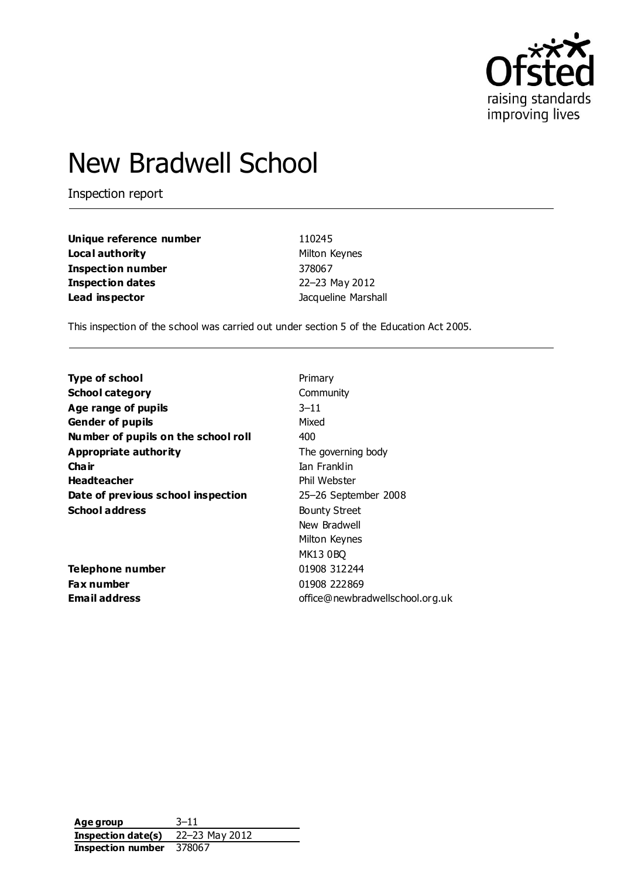# New Bradwell School

Inspection report

| | |
|---|---|
| **Unique reference number** | 110245 |
| **Local authority** | Milton Keynes |
| **Inspection number** | 378067 |
| **Inspection dates** | 22–23 May 2012 |
| **Lead inspector** | Jacqueline Marshall |

This inspection of the school was carried out under section 5 of the Education Act 2005.

| | |
|---|---|
| **Type of school** | Primary |
| **School category** | Community |
| **Age range of pupils** | 3–11 |
| **Gender of pupils** | Mixed |
| **Number of pupils on the school roll** | 400 |
| **Appropriate authority** | The governing body |
| **Chair** | Ian Franklin |
| **Headteacher** | Phil Webster |
| **Date of previous school inspection** | 25–26 September 2008 |
| **School address** | Bounty Street<br>New Bradwell<br>Milton Keynes<br>MK13 0BQ |
| **Telephone number** | 01908 312244 |
| **Fax number** | 01908 222869 |
| **Email address** | office@newbradwellschool.org.uk |

| | |
|---|---|
| **Age group** | 3–11 |
| **Inspection date(s)** | 22–23 May 2012 |
| **Inspection number** | 378067 |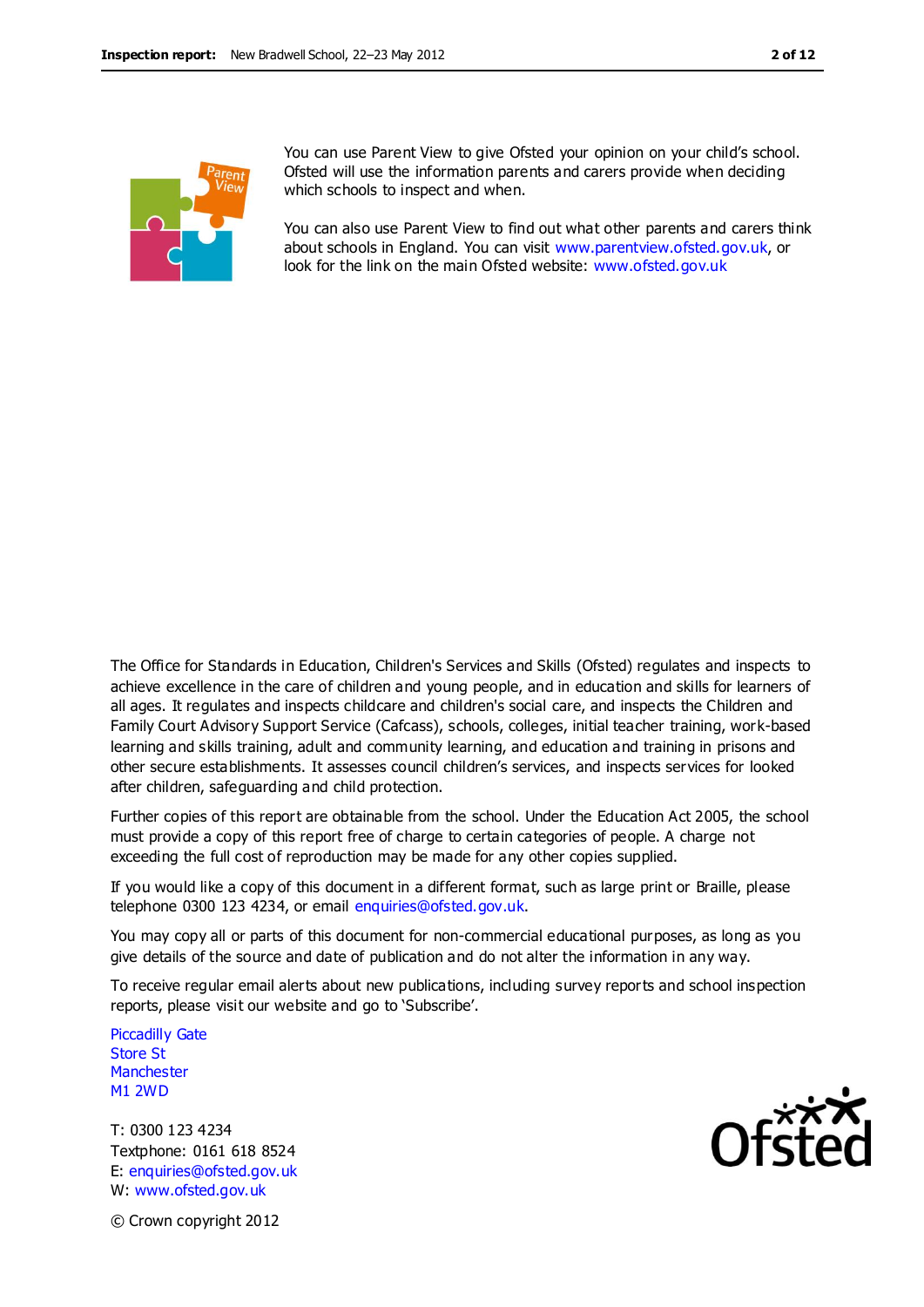You can use Parent View to give Ofsted your opinion on your child's school. Ofsted will use the information parents and carers provide when deciding which schools to inspect and when.

You can also use Parent View to find out what other parents and carers think about schools in England. You can visit www.parentview.ofsted.gov.uk, or look for the link on the main Ofsted website: www.ofsted.gov.uk

The Office for Standards in Education, Children's Services and Skills (Ofsted) regulates and inspects to achieve excellence in the care of children and young people, and in education and skills for learners of all ages. It regulates and inspects childcare and children's social care, and inspects the Children and Family Court Advisory Support Service (Cafcass), schools, colleges, initial teacher training, work-based learning and skills training, adult and community learning, and education and training in prisons and other secure establishments. It assesses council children's services, and inspects services for looked after children, safeguarding and child protection.

Further copies of this report are obtainable from the school. Under the Education Act 2005, the school must provide a copy of this report free of charge to certain categories of people. A charge not exceeding the full cost of reproduction may be made for any other copies supplied.

If you would like a copy of this document in a different format, such as large print or Braille, please telephone 0300 123 4234, or email enquiries@ofsted.gov.uk.

You may copy all or parts of this document for non-commercial educational purposes, as long as you give details of the source and date of publication and do not alter the information in any way.

To receive regular email alerts about new publications, including survey reports and school inspection reports, please visit our website and go to 'Subscribe'.

Piccadilly Gate
Store St
Manchester
M1 2WD

T: 0300 123 4234
Textphone: 0161 618 8524
E: enquiries@ofsted.gov.uk
W: www.ofsted.gov.uk

© Crown copyright 2012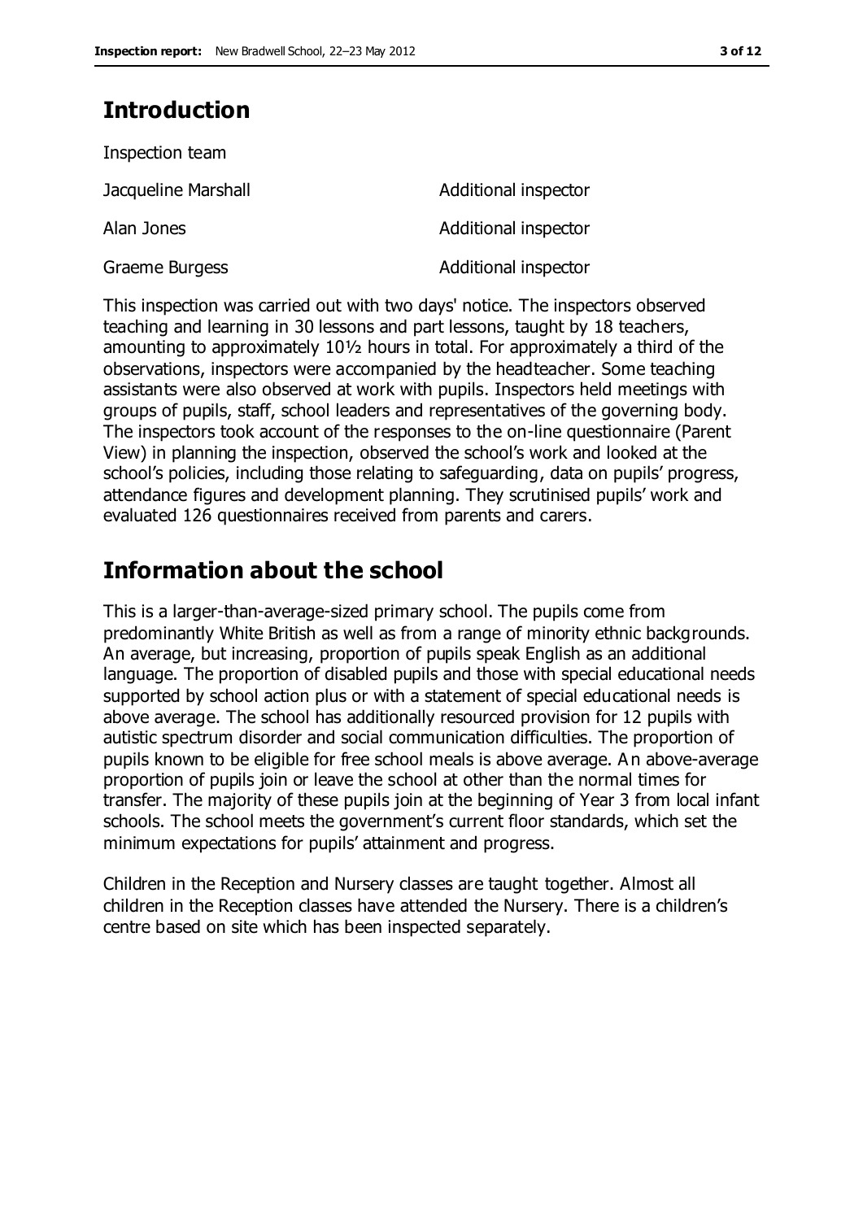## Introduction

Inspection team

| | |
|---|---|
| Jacqueline Marshall | Additional inspector |
| Alan Jones | Additional inspector |
| Graeme Burgess | Additional inspector |

This inspection was carried out with two days' notice. The inspectors observed teaching and learning in 30 lessons and part lessons, taught by 18 teachers, amounting to approximately 10½ hours in total. For approximately a third of the observations, inspectors were accompanied by the headteacher. Some teaching assistants were also observed at work with pupils. Inspectors held meetings with groups of pupils, staff, school leaders and representatives of the governing body. The inspectors took account of the responses to the on-line questionnaire (Parent View) in planning the inspection, observed the school's work and looked at the school's policies, including those relating to safeguarding, data on pupils' progress, attendance figures and development planning. They scrutinised pupils' work and evaluated 126 questionnaires received from parents and carers.

## Information about the school

This is a larger-than-average-sized primary school. The pupils come from predominantly White British as well as from a range of minority ethnic backgrounds. An average, but increasing, proportion of pupils speak English as an additional language. The proportion of disabled pupils and those with special educational needs supported by school action plus or with a statement of special educational needs is above average. The school has additionally resourced provision for 12 pupils with autistic spectrum disorder and social communication difficulties. The proportion of pupils known to be eligible for free school meals is above average. An above-average proportion of pupils join or leave the school at other than the normal times for transfer. The majority of these pupils join at the beginning of Year 3 from local infant schools. The school meets the government's current floor standards, which set the minimum expectations for pupils' attainment and progress.

Children in the Reception and Nursery classes are taught together. Almost all children in the Reception classes have attended the Nursery. There is a children's centre based on site which has been inspected separately.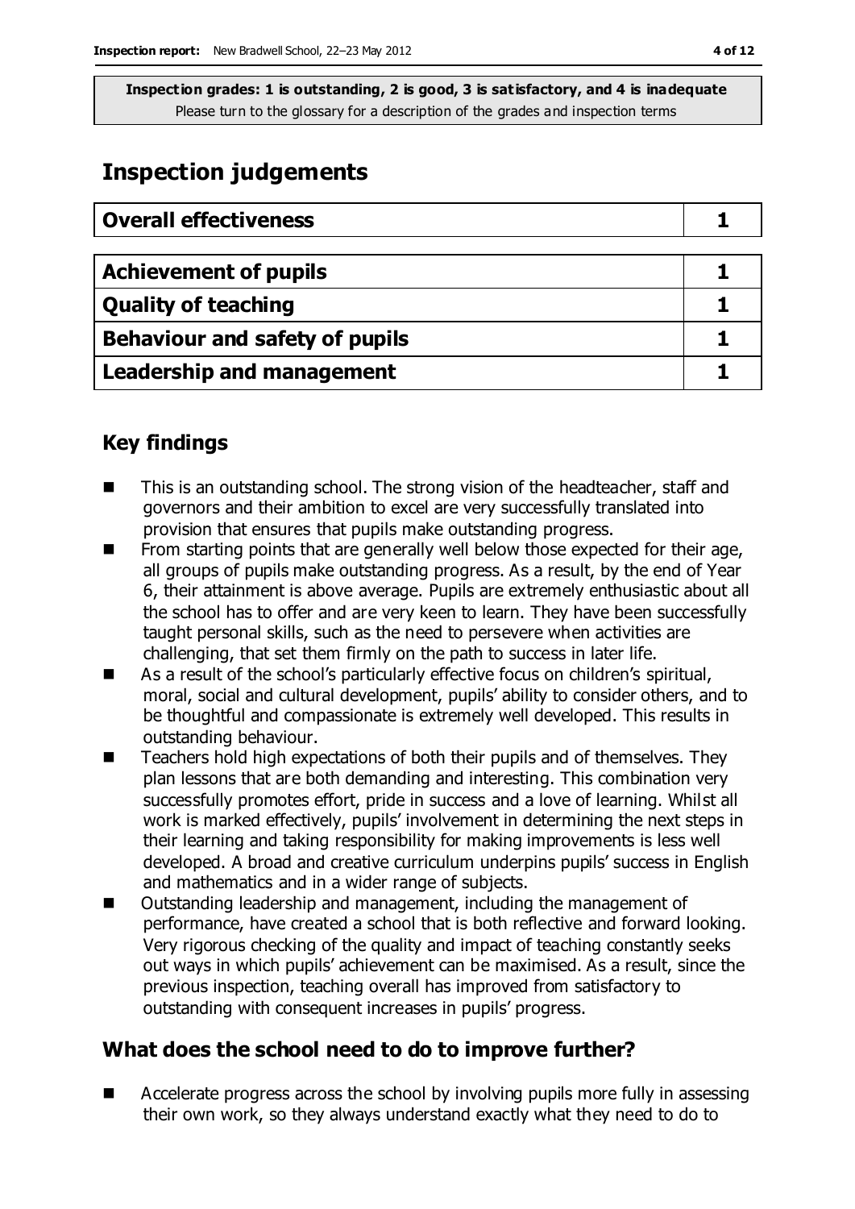**Inspection grades: 1 is outstanding, 2 is good, 3 is satisfactory, and 4 is inadequate**
Please turn to the glossary for a description of the grades and inspection terms

# Inspection judgements

| Overall effectiveness | 1 |
|---|---|

| Achievement of pupils | 1 |
|---|---|
| Quality of teaching | 1 |
| Behaviour and safety of pupils | 1 |
| Leadership and management | 1 |

## Key findings

- This is an outstanding school. The strong vision of the headteacher, staff and governors and their ambition to excel are very successfully translated into provision that ensures that pupils make outstanding progress.
- From starting points that are generally well below those expected for their age, all groups of pupils make outstanding progress. As a result, by the end of Year 6, their attainment is above average. Pupils are extremely enthusiastic about all the school has to offer and are very keen to learn. They have been successfully taught personal skills, such as the need to persevere when activities are challenging, that set them firmly on the path to success in later life.
- As a result of the school's particularly effective focus on children's spiritual, moral, social and cultural development, pupils' ability to consider others, and to be thoughtful and compassionate is extremely well developed. This results in outstanding behaviour.
- Teachers hold high expectations of both their pupils and of themselves. They plan lessons that are both demanding and interesting. This combination very successfully promotes effort, pride in success and a love of learning. Whilst all work is marked effectively, pupils' involvement in determining the next steps in their learning and taking responsibility for making improvements is less well developed. A broad and creative curriculum underpins pupils' success in English and mathematics and in a wider range of subjects.
- Outstanding leadership and management, including the management of performance, have created a school that is both reflective and forward looking. Very rigorous checking of the quality and impact of teaching constantly seeks out ways in which pupils' achievement can be maximised. As a result, since the previous inspection, teaching overall has improved from satisfactory to outstanding with consequent increases in pupils' progress.

## What does the school need to do to improve further?

- Accelerate progress across the school by involving pupils more fully in assessing their own work, so they always understand exactly what they need to do to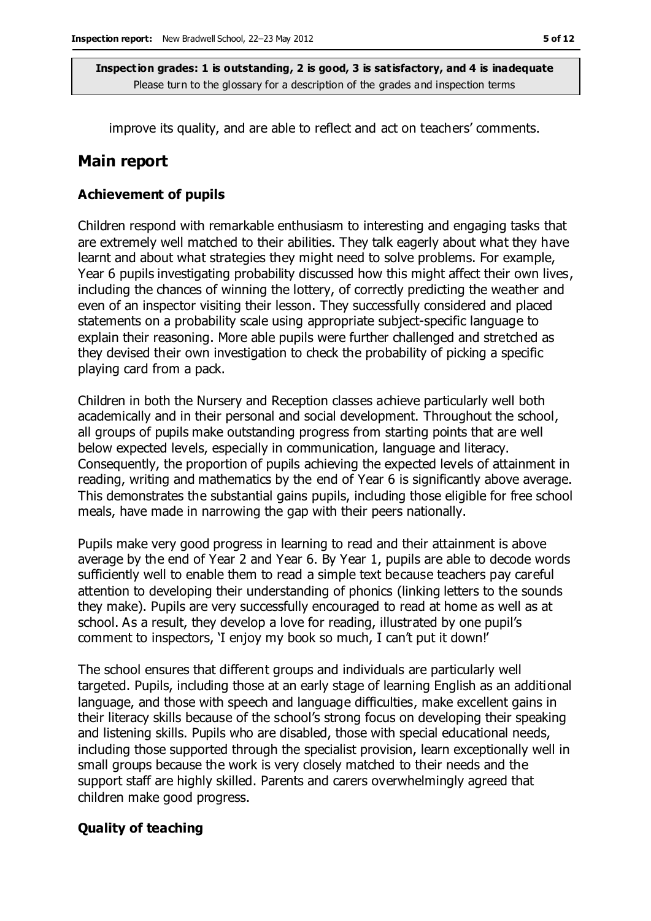improve its quality, and are able to reflect and act on teachers' comments.

## Main report

### Achievement of pupils

Children respond with remarkable enthusiasm to interesting and engaging tasks that are extremely well matched to their abilities. They talk eagerly about what they have learnt and about what strategies they might need to solve problems. For example, Year 6 pupils investigating probability discussed how this might affect their own lives, including the chances of winning the lottery, of correctly predicting the weather and even of an inspector visiting their lesson. They successfully considered and placed statements on a probability scale using appropriate subject-specific language to explain their reasoning. More able pupils were further challenged and stretched as they devised their own investigation to check the probability of picking a specific playing card from a pack.

Children in both the Nursery and Reception classes achieve particularly well both academically and in their personal and social development. Throughout the school, all groups of pupils make outstanding progress from starting points that are well below expected levels, especially in communication, language and literacy. Consequently, the proportion of pupils achieving the expected levels of attainment in reading, writing and mathematics by the end of Year 6 is significantly above average. This demonstrates the substantial gains pupils, including those eligible for free school meals, have made in narrowing the gap with their peers nationally.

Pupils make very good progress in learning to read and their attainment is above average by the end of Year 2 and Year 6. By Year 1, pupils are able to decode words sufficiently well to enable them to read a simple text because teachers pay careful attention to developing their understanding of phonics (linking letters to the sounds they make). Pupils are very successfully encouraged to read at home as well as at school. As a result, they develop a love for reading, illustrated by one pupil's comment to inspectors, 'I enjoy my book so much, I can't put it down!'

The school ensures that different groups and individuals are particularly well targeted. Pupils, including those at an early stage of learning English as an additional language, and those with speech and language difficulties, make excellent gains in their literacy skills because of the school's strong focus on developing their speaking and listening skills. Pupils who are disabled, those with special educational needs, including those supported through the specialist provision, learn exceptionally well in small groups because the work is very closely matched to their needs and the support staff are highly skilled. Parents and carers overwhelmingly agreed that children make good progress.

### Quality of teaching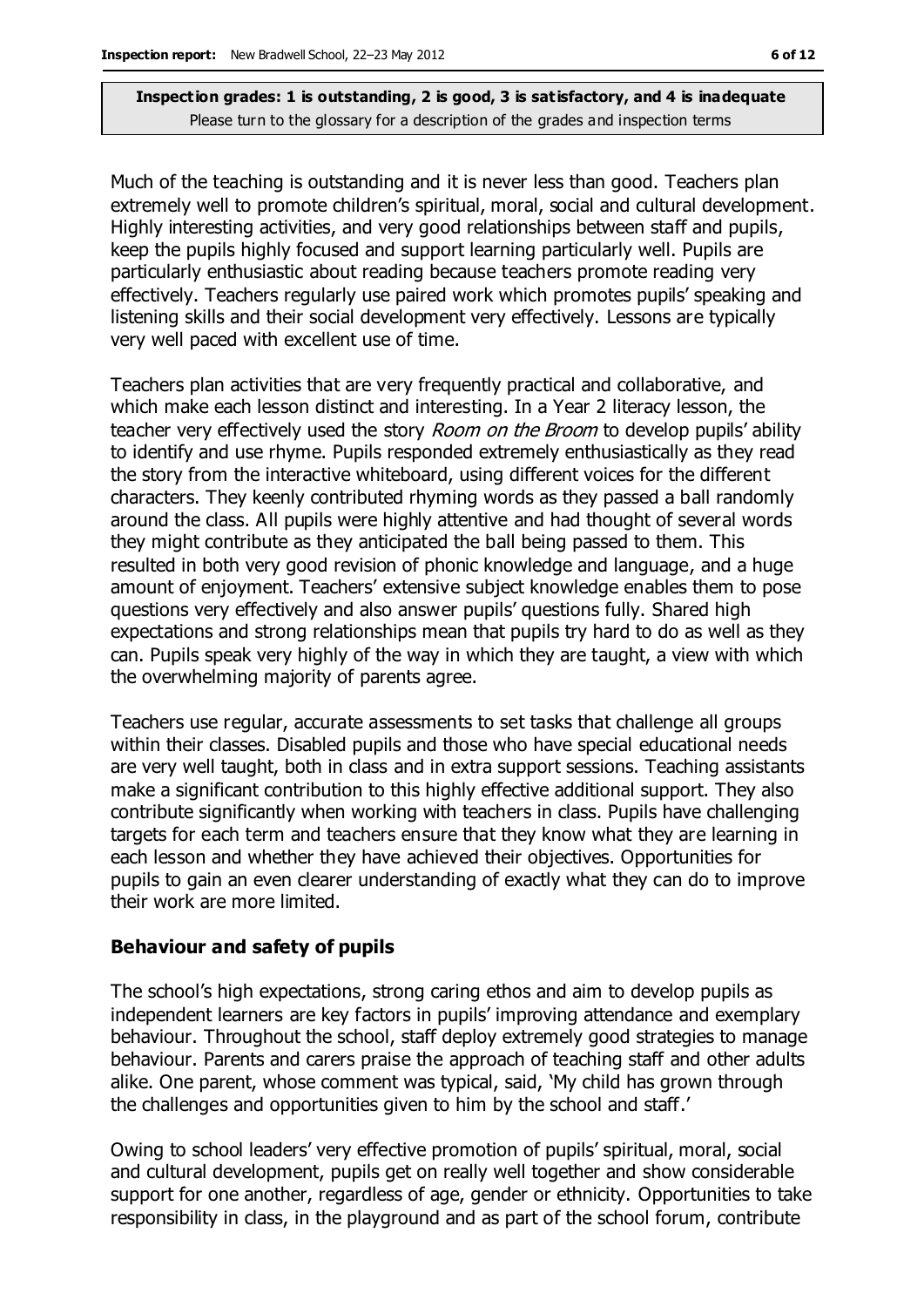**Inspection grades: 1 is outstanding, 2 is good, 3 is satisfactory, and 4 is inadequate**
Please turn to the glossary for a description of the grades and inspection terms

Much of the teaching is outstanding and it is never less than good. Teachers plan extremely well to promote children's spiritual, moral, social and cultural development. Highly interesting activities, and very good relationships between staff and pupils, keep the pupils highly focused and support learning particularly well. Pupils are particularly enthusiastic about reading because teachers promote reading very effectively. Teachers regularly use paired work which promotes pupils' speaking and listening skills and their social development very effectively. Lessons are typically very well paced with excellent use of time.

Teachers plan activities that are very frequently practical and collaborative, and which make each lesson distinct and interesting. In a Year 2 literacy lesson, the teacher very effectively used the story *Room on the Broom* to develop pupils' ability to identify and use rhyme. Pupils responded extremely enthusiastically as they read the story from the interactive whiteboard, using different voices for the different characters. They keenly contributed rhyming words as they passed a ball randomly around the class. All pupils were highly attentive and had thought of several words they might contribute as they anticipated the ball being passed to them. This resulted in both very good revision of phonic knowledge and language, and a huge amount of enjoyment. Teachers' extensive subject knowledge enables them to pose questions very effectively and also answer pupils' questions fully. Shared high expectations and strong relationships mean that pupils try hard to do as well as they can. Pupils speak very highly of the way in which they are taught, a view with which the overwhelming majority of parents agree.

Teachers use regular, accurate assessments to set tasks that challenge all groups within their classes. Disabled pupils and those who have special educational needs are very well taught, both in class and in extra support sessions. Teaching assistants make a significant contribution to this highly effective additional support. They also contribute significantly when working with teachers in class. Pupils have challenging targets for each term and teachers ensure that they know what they are learning in each lesson and whether they have achieved their objectives. Opportunities for pupils to gain an even clearer understanding of exactly what they can do to improve their work are more limited.

### Behaviour and safety of pupils

The school's high expectations, strong caring ethos and aim to develop pupils as independent learners are key factors in pupils' improving attendance and exemplary behaviour. Throughout the school, staff deploy extremely good strategies to manage behaviour. Parents and carers praise the approach of teaching staff and other adults alike. One parent, whose comment was typical, said, 'My child has grown through the challenges and opportunities given to him by the school and staff.'

Owing to school leaders' very effective promotion of pupils' spiritual, moral, social and cultural development, pupils get on really well together and show considerable support for one another, regardless of age, gender or ethnicity. Opportunities to take responsibility in class, in the playground and as part of the school forum, contribute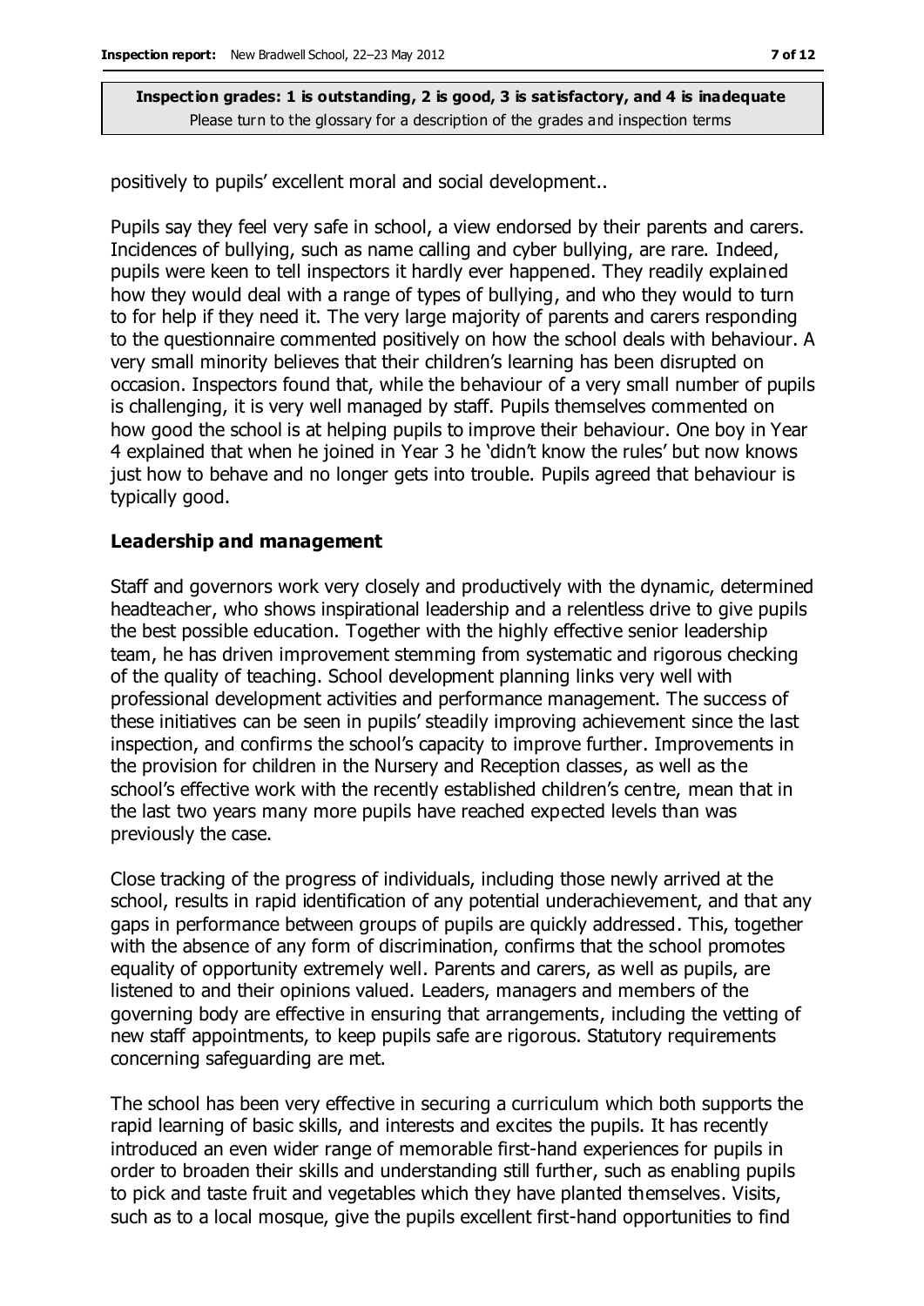positively to pupils' excellent moral and social development..

Pupils say they feel very safe in school, a view endorsed by their parents and carers. Incidences of bullying, such as name calling and cyber bullying, are rare. Indeed, pupils were keen to tell inspectors it hardly ever happened. They readily explained how they would deal with a range of types of bullying, and who they would to turn to for help if they need it. The very large majority of parents and carers responding to the questionnaire commented positively on how the school deals with behaviour. A very small minority believes that their children's learning has been disrupted on occasion. Inspectors found that, while the behaviour of a very small number of pupils is challenging, it is very well managed by staff. Pupils themselves commented on how good the school is at helping pupils to improve their behaviour. One boy in Year 4 explained that when he joined in Year 3 he 'didn't know the rules' but now knows just how to behave and no longer gets into trouble. Pupils agreed that behaviour is typically good.

### Leadership and management

Staff and governors work very closely and productively with the dynamic, determined headteacher, who shows inspirational leadership and a relentless drive to give pupils the best possible education. Together with the highly effective senior leadership team, he has driven improvement stemming from systematic and rigorous checking of the quality of teaching. School development planning links very well with professional development activities and performance management. The success of these initiatives can be seen in pupils' steadily improving achievement since the last inspection, and confirms the school's capacity to improve further. Improvements in the provision for children in the Nursery and Reception classes, as well as the school's effective work with the recently established children's centre, mean that in the last two years many more pupils have reached expected levels than was previously the case.

Close tracking of the progress of individuals, including those newly arrived at the school, results in rapid identification of any potential underachievement, and that any gaps in performance between groups of pupils are quickly addressed. This, together with the absence of any form of discrimination, confirms that the school promotes equality of opportunity extremely well. Parents and carers, as well as pupils, are listened to and their opinions valued. Leaders, managers and members of the governing body are effective in ensuring that arrangements, including the vetting of new staff appointments, to keep pupils safe are rigorous. Statutory requirements concerning safeguarding are met.

The school has been very effective in securing a curriculum which both supports the rapid learning of basic skills, and interests and excites the pupils. It has recently introduced an even wider range of memorable first-hand experiences for pupils in order to broaden their skills and understanding still further, such as enabling pupils to pick and taste fruit and vegetables which they have planted themselves. Visits, such as to a local mosque, give the pupils excellent first-hand opportunities to find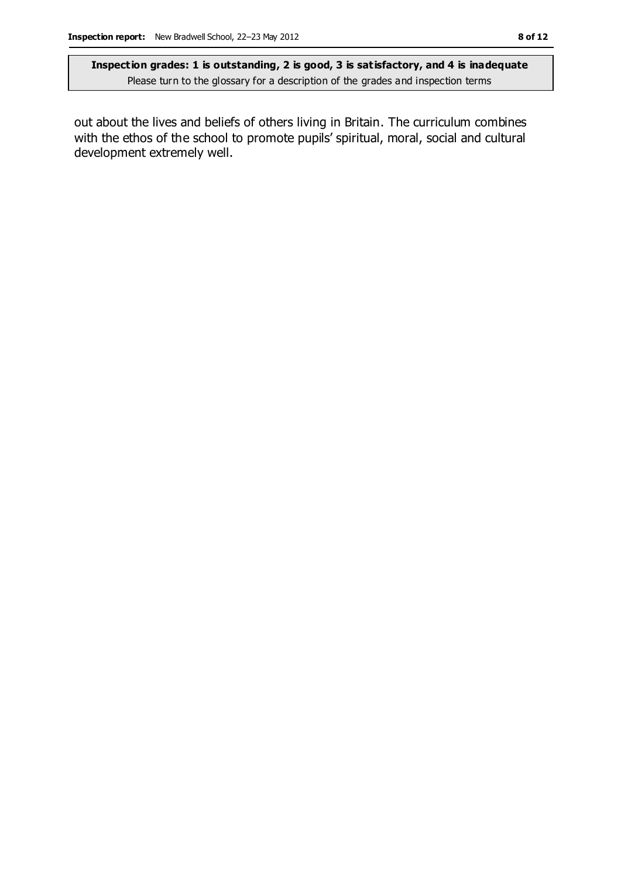**Inspection grades: 1 is outstanding, 2 is good, 3 is satisfactory, and 4 is inadequate**
Please turn to the glossary for a description of the grades and inspection terms

out about the lives and beliefs of others living in Britain. The curriculum combines with the ethos of the school to promote pupils' spiritual, moral, social and cultural development extremely well.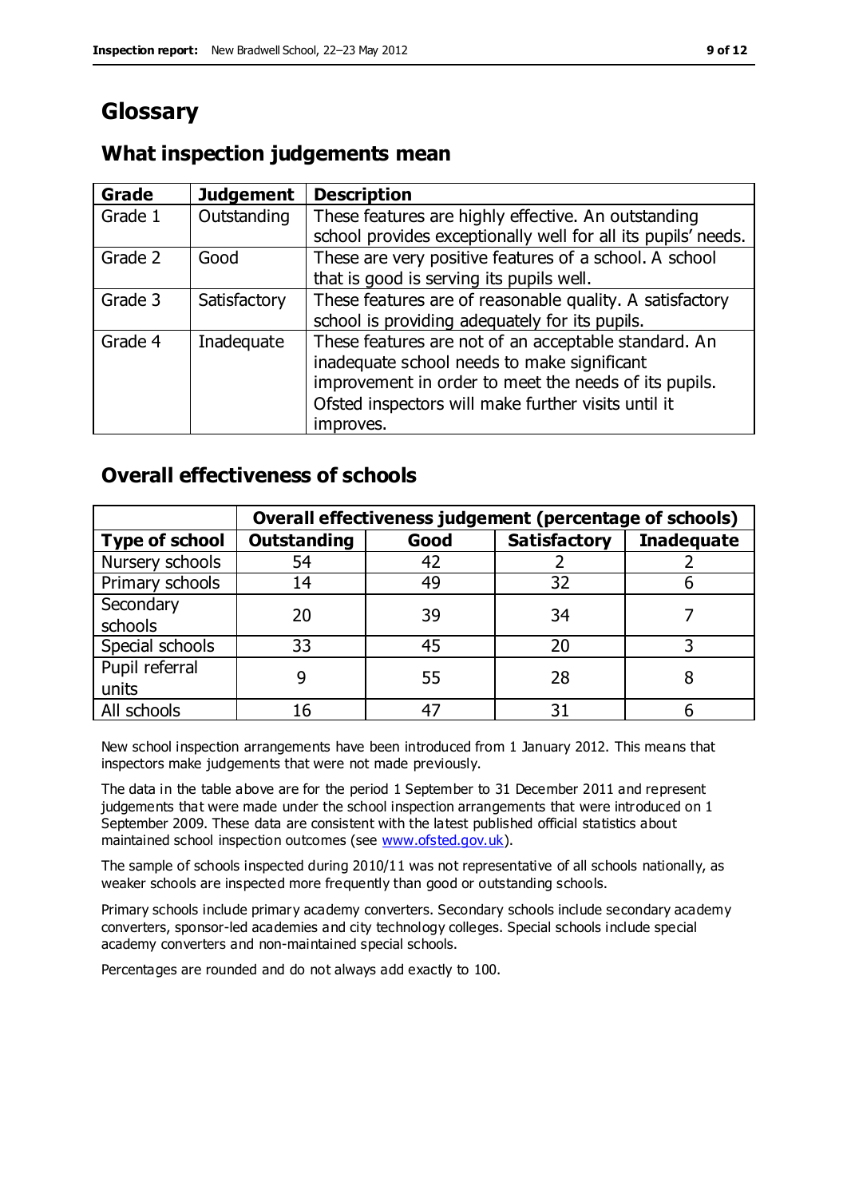# Glossary

## What inspection judgements mean

| Grade | Judgement | Description |
|---|---|---|
| Grade 1 | Outstanding | These features are highly effective. An outstanding school provides exceptionally well for all its pupils' needs. |
| Grade 2 | Good | These are very positive features of a school. A school that is good is serving its pupils well. |
| Grade 3 | Satisfactory | These features are of reasonable quality. A satisfactory school is providing adequately for its pupils. |
| Grade 4 | Inadequate | These features are not of an acceptable standard. An inadequate school needs to make significant improvement in order to meet the needs of its pupils. Ofsted inspectors will make further visits until it improves. |

## Overall effectiveness of schools

| | Overall effectiveness judgement (percentage of schools) | | | |
|---|---|---|---|---|
| **Type of school** | **Outstanding** | **Good** | **Satisfactory** | **Inadequate** |
| Nursery schools | 54 | 42 | 2 | 2 |
| Primary schools | 14 | 49 | 32 | 6 |
| Secondary schools | 20 | 39 | 34 | 7 |
| Special schools | 33 | 45 | 20 | 3 |
| Pupil referral units | 9 | 55 | 28 | 8 |
| All schools | 16 | 47 | 31 | 6 |

New school inspection arrangements have been introduced from 1 January 2012. This means that inspectors make judgements that were not made previously.

The data in the table above are for the period 1 September to 31 December 2011 and represent judgements that were made under the school inspection arrangements that were introduced on 1 September 2009. These data are consistent with the latest published official statistics about maintained school inspection outcomes (see www.ofsted.gov.uk).

The sample of schools inspected during 2010/11 was not representative of all schools nationally, as weaker schools are inspected more frequently than good or outstanding schools.

Primary schools include primary academy converters. Secondary schools include secondary academy converters, sponsor-led academies and city technology colleges. Special schools include special academy converters and non-maintained special schools.

Percentages are rounded and do not always add exactly to 100.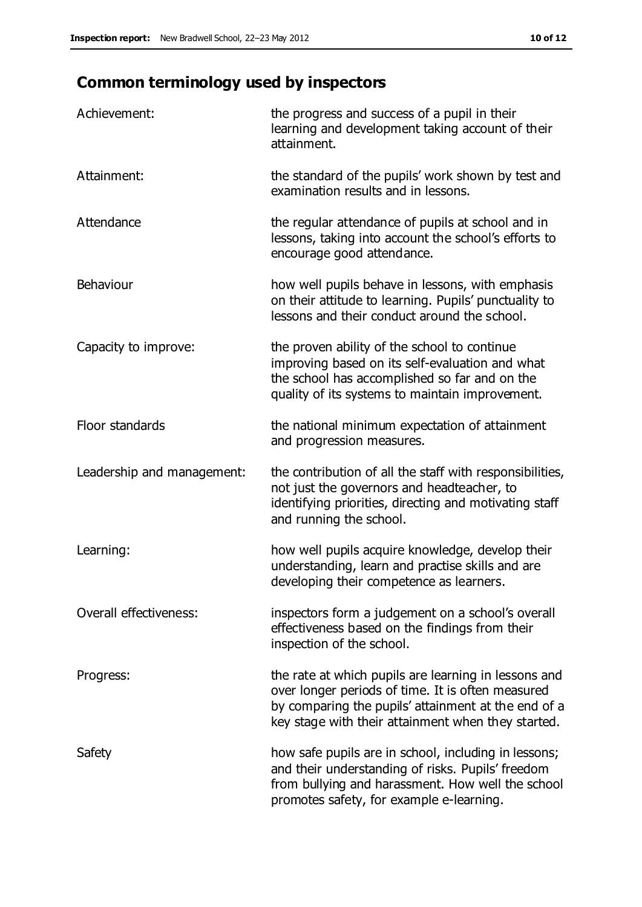## Common terminology used by inspectors

| | |
|---|---|
| Achievement: | the progress and success of a pupil in their learning and development taking account of their attainment. |
| Attainment: | the standard of the pupils' work shown by test and examination results and in lessons. |
| Attendance | the regular attendance of pupils at school and in lessons, taking into account the school's efforts to encourage good attendance. |
| Behaviour | how well pupils behave in lessons, with emphasis on their attitude to learning. Pupils' punctuality to lessons and their conduct around the school. |
| Capacity to improve: | the proven ability of the school to continue improving based on its self-evaluation and what the school has accomplished so far and on the quality of its systems to maintain improvement. |
| Floor standards | the national minimum expectation of attainment and progression measures. |
| Leadership and management: | the contribution of all the staff with responsibilities, not just the governors and headteacher, to identifying priorities, directing and motivating staff and running the school. |
| Learning: | how well pupils acquire knowledge, develop their understanding, learn and practise skills and are developing their competence as learners. |
| Overall effectiveness: | inspectors form a judgement on a school's overall effectiveness based on the findings from their inspection of the school. |
| Progress: | the rate at which pupils are learning in lessons and over longer periods of time. It is often measured by comparing the pupils' attainment at the end of a key stage with their attainment when they started. |
| Safety | how safe pupils are in school, including in lessons; and their understanding of risks. Pupils' freedom from bullying and harassment. How well the school promotes safety, for example e-learning. |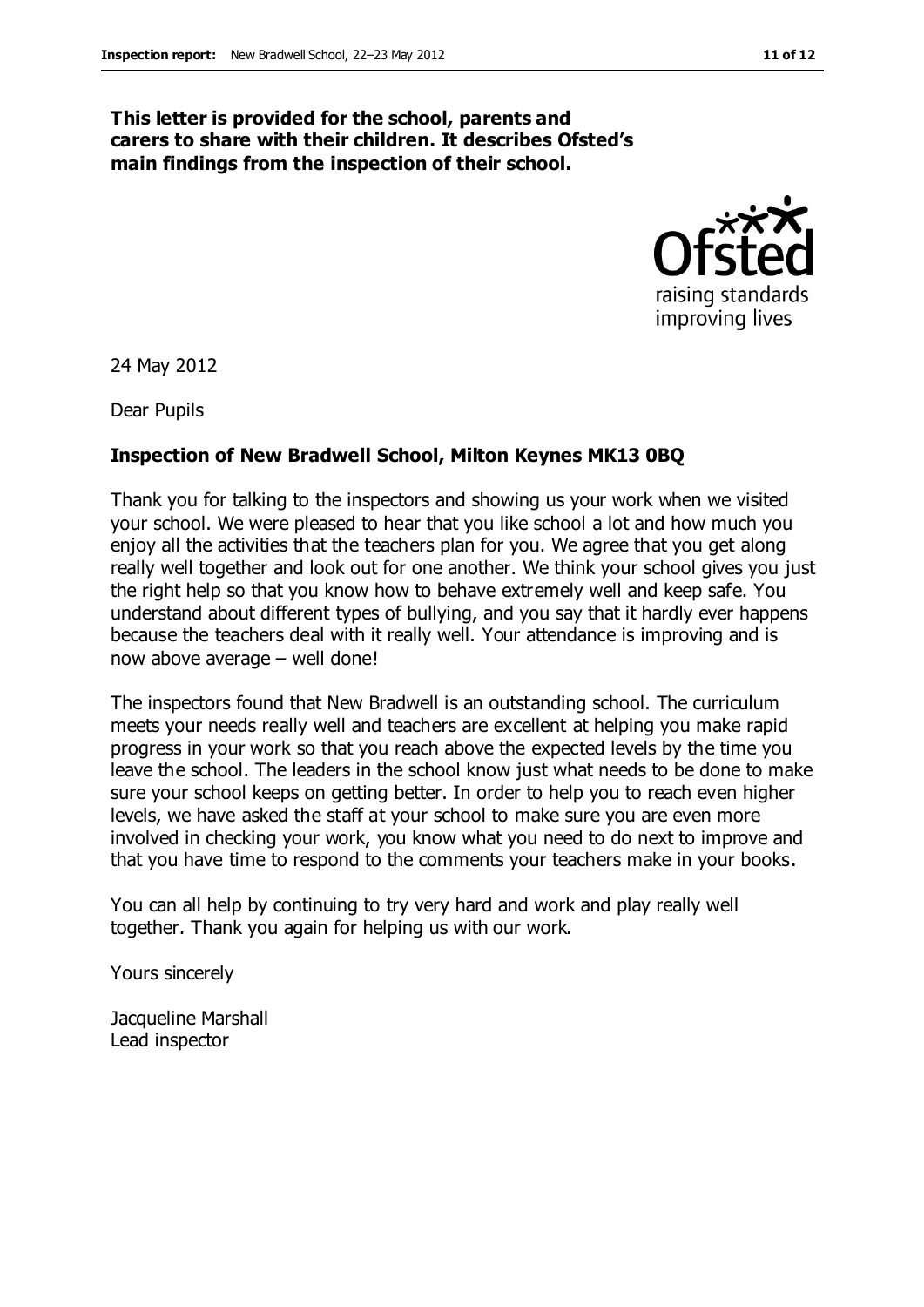**This letter is provided for the school, parents and carers to share with their children. It describes Ofsted's main findings from the inspection of their school.**

24 May 2012

Dear Pupils

**Inspection of New Bradwell School, Milton Keynes MK13 0BQ**

Thank you for talking to the inspectors and showing us your work when we visited your school. We were pleased to hear that you like school a lot and how much you enjoy all the activities that the teachers plan for you. We agree that you get along really well together and look out for one another. We think your school gives you just the right help so that you know how to behave extremely well and keep safe. You understand about different types of bullying, and you say that it hardly ever happens because the teachers deal with it really well. Your attendance is improving and is now above average – well done!

The inspectors found that New Bradwell is an outstanding school. The curriculum meets your needs really well and teachers are excellent at helping you make rapid progress in your work so that you reach above the expected levels by the time you leave the school. The leaders in the school know just what needs to be done to make sure your school keeps on getting better. In order to help you to reach even higher levels, we have asked the staff at your school to make sure you are even more involved in checking your work, you know what you need to do next to improve and that you have time to respond to the comments your teachers make in your books.

You can all help by continuing to try very hard and work and play really well together. Thank you again for helping us with our work.

Yours sincerely

Jacqueline Marshall
Lead inspector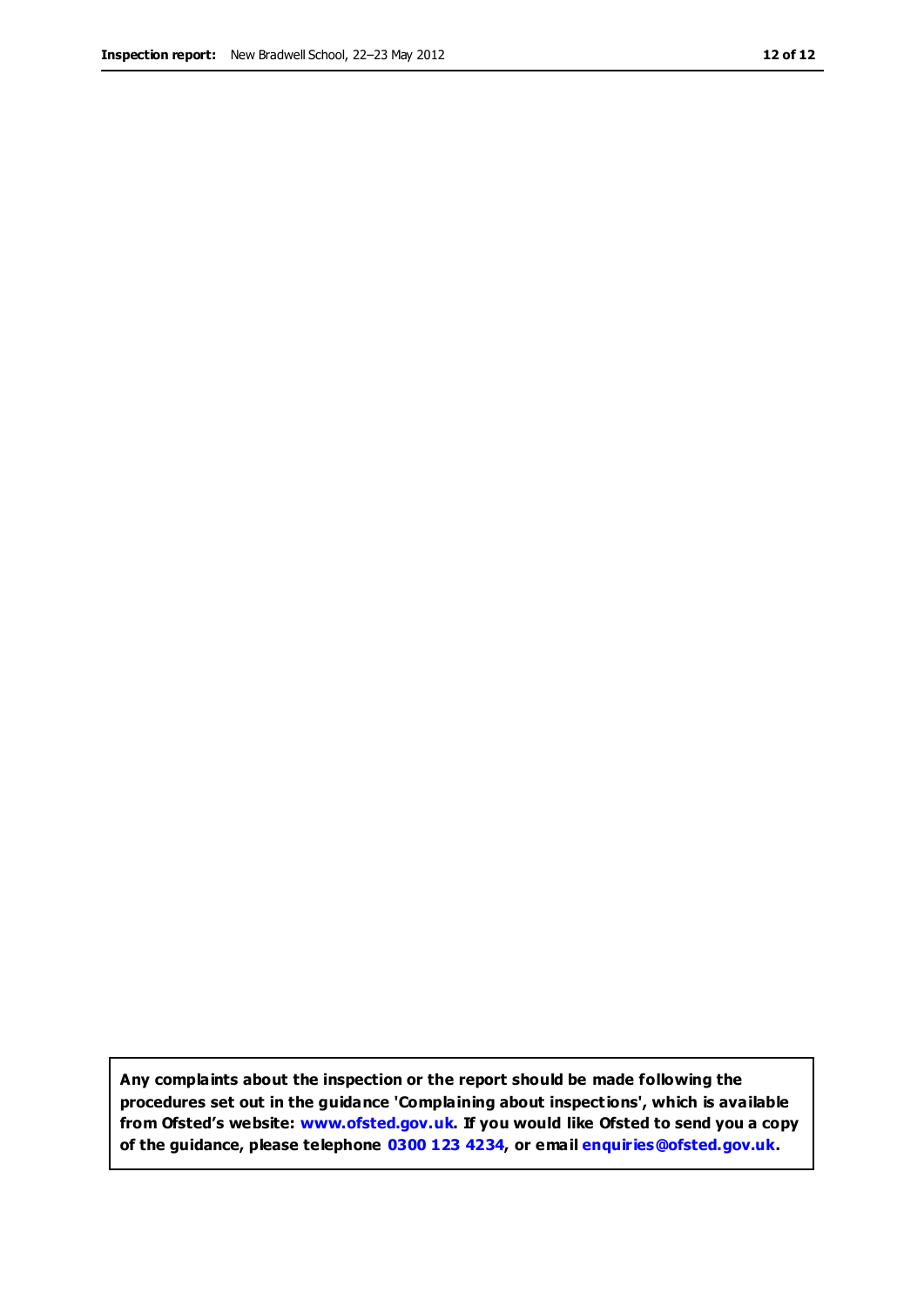**Any complaints about the inspection or the report should be made following the procedures set out in the guidance 'Complaining about inspections', which is available from Ofsted's website: www.ofsted.gov.uk. If you would like Ofsted to send you a copy of the guidance, please telephone 0300 123 4234, or email enquiries@ofsted.gov.uk.**